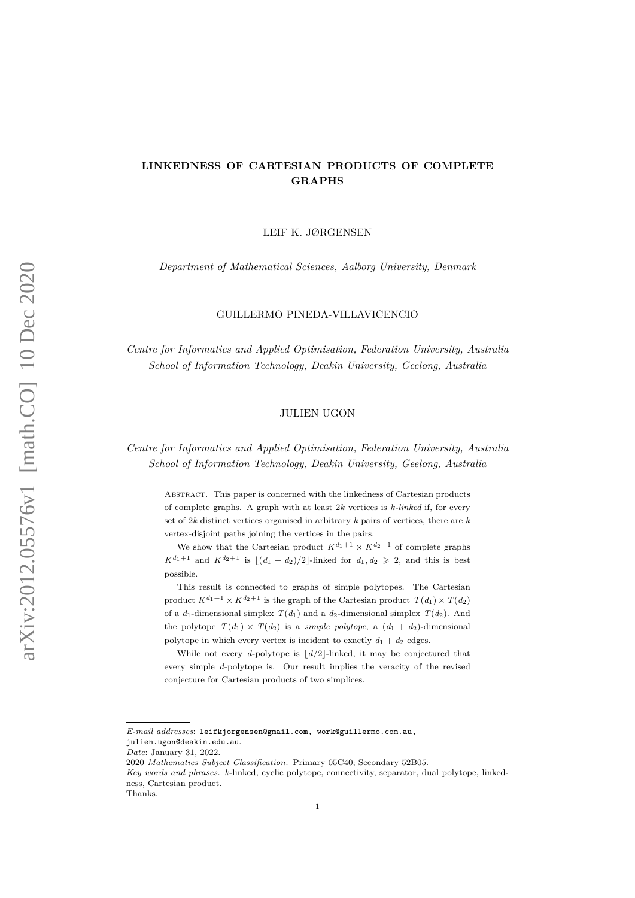# LINKEDNESS OF CARTESIAN PRODUCTS OF COMPLETE GRAPHS

LEIF K. JØRGENSEN

*Department of Mathematical Sciences, Aalborg University, Denmark*

GUILLERMO PINEDA-VILLAVICENCIO

*Centre for Informatics and Applied Optimisation, Federation University, Australia*
*School of Information Technology, Deakin University, Geelong, Australia*

JULIEN UGON

*Centre for Informatics and Applied Optimisation, Federation University, Australia*
*School of Information Technology, Deakin University, Geelong, Australia*

Abstract. This paper is concerned with the linkedness of Cartesian products of complete graphs. A graph with at least $2k$ vertices is *$k$-linked* if, for every set of $2k$ distinct vertices organised in arbitrary $k$ pairs of vertices, there are $k$ vertex-disjoint paths joining the vertices in the pairs.

We show that the Cartesian product $K^{d_1+1}\times K^{d_2+1}$ of complete graphs $K^{d_1+1}$ and $K^{d_2+1}$ is $\lfloor (d_1+d_2)/2\rfloor$-linked for $d_1, d_2 \geqslant 2$, and this is best possible.

This result is connected to graphs of simple polytopes. The Cartesian product $K^{d_1+1}\times K^{d_2+1}$ is the graph of the Cartesian product $T(d_1)\times T(d_2)$ of a $d_1$-dimensional simplex $T(d_1)$ and a $d_2$-dimensional simplex $T(d_2)$. And the polytope $T(d_1)\times T(d_2)$ is a *simple polytope*, a $(d_1+d_2)$-dimensional polytope in which every vertex is incident to exactly $d_1+d_2$ edges.

While not every $d$-polytope is $\lfloor d/2\rfloor$-linked, it may be conjectured that every simple $d$-polytope is. Our result implies the veracity of the revised conjecture for Cartesian products of two simplices.

---

*E-mail addresses*: leifkjorgensen@gmail.com, work@guillermo.com.au, julien.ugon@deakin.edu.au.
*Date*: January 31, 2022.
2020 *Mathematics Subject Classification.* Primary 05C40; Secondary 52B05.
*Key words and phrases.* $k$-linked, cyclic polytope, connectivity, separator, dual polytope, linkedness, Cartesian product.
Thanks.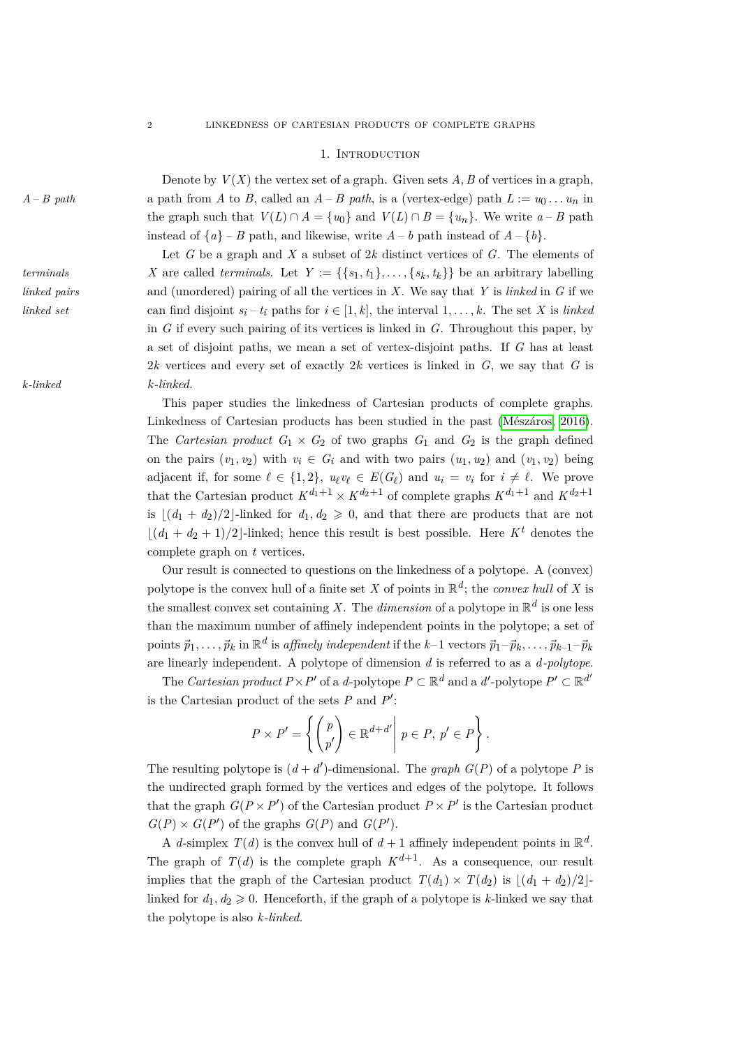# 1. Introduction

Denote by $V(X)$ the vertex set of a graph. Given sets $A, B$ of vertices in a graph, a path from $A$ to $B$, called an *$A$ – $B$ path*, is a (vertex-edge) path $L := u_0 \dots u_n$ in the graph such that $V(L) \cap A = \{u_0\}$ and $V(L) \cap B = \{u_n\}$. We write $a$ – $B$ path instead of $\{a\}$ – $B$ path, and likewise, write $A$ – $b$ path instead of $A$ – $\{b\}$.

Let $G$ be a graph and $X$ a subset of $2k$ distinct vertices of $G$. The elements of $X$ are called *terminals*. Let $Y := \{\{s_1, t_1\}, \dots, \{s_k, t_k\}\}$ be an arbitrary labelling and (unordered) pairing of all the vertices in $X$. We say that $Y$ is *linked* in $G$ if we can find disjoint $s_i$ – $t_i$ paths for $i \in [1, k]$, the interval $1, \dots, k$. The set $X$ is *linked* in $G$ if every such pairing of its vertices is linked in $G$. Throughout this paper, by a set of disjoint paths, we mean a set of vertex-disjoint paths. If $G$ has at least $2k$ vertices and every set of exactly $2k$ vertices is linked in $G$, we say that $G$ is *$k$-linked*.

This paper studies the linkedness of Cartesian products of complete graphs. Linkedness of Cartesian products has been studied in the past (Mészáros, 2016). The *Cartesian product* $G_1 \times G_2$ of two graphs $G_1$ and $G_2$ is the graph defined on the pairs $(v_1, v_2)$ with $v_i \in G_i$ and with two pairs $(u_1, u_2)$ and $(v_1, v_2)$ being adjacent if, for some $\ell \in \{1, 2\}$, $u_\ell v_\ell \in E(G_\ell)$ and $u_i = v_i$ for $i \neq \ell$. We prove that the Cartesian product $K^{d_1+1} \times K^{d_2+1}$ of complete graphs $K^{d_1+1}$ and $K^{d_2+1}$ is $\lfloor (d_1 + d_2)/2 \rfloor$-linked for $d_1, d_2 \geqslant 0$, and that there are products that are not $\lfloor (d_1 + d_2 + 1)/2 \rfloor$-linked; hence this result is best possible. Here $K^t$ denotes the complete graph on $t$ vertices.

Our result is connected to questions on the linkedness of a polytope. A (convex) polytope is the convex hull of a finite set $X$ of points in $\mathbb{R}^d$; the *convex hull* of $X$ is the smallest convex set containing $X$. The *dimension* of a polytope in $\mathbb{R}^d$ is one less than the maximum number of affinely independent points in the polytope; a set of points $\vec{p}_1, \dots, \vec{p}_k$ in $\mathbb{R}^d$ is *affinely independent* if the $k$–1 vectors $\vec{p}_1 - \vec{p}_k, \dots, \vec{p}_{k-1} - \vec{p}_k$ are linearly independent. A polytope of dimension $d$ is referred to as a *$d$-polytope*.

The *Cartesian product* $P \times P'$ of a $d$-polytope $P \subset \mathbb{R}^d$ and a $d'$-polytope $P' \subset \mathbb{R}^{d'}$ is the Cartesian product of the sets $P$ and $P'$:

$$P \times P' = \left\{ \begin{pmatrix} p \\ p' \end{pmatrix} \in \mathbb{R}^{d+d'} \middle| \ p \in P,\ p' \in P' \right\}.$$

The resulting polytope is $(d + d')$-dimensional. The *graph* $G(P)$ of a polytope $P$ is the undirected graph formed by the vertices and edges of the polytope. It follows that the graph $G(P \times P')$ of the Cartesian product $P \times P'$ is the Cartesian product $G(P) \times G(P')$ of the graphs $G(P)$ and $G(P')$.

A $d$-simplex $T(d)$ is the convex hull of $d + 1$ affinely independent points in $\mathbb{R}^d$. The graph of $T(d)$ is the complete graph $K^{d+1}$. As a consequence, our result implies that the graph of the Cartesian product $T(d_1) \times T(d_2)$ is $\lfloor (d_1 + d_2)/2 \rfloor$-linked for $d_1, d_2 \geqslant 0$. Henceforth, if the graph of a polytope is $k$-linked we say that the polytope is also *$k$-linked*.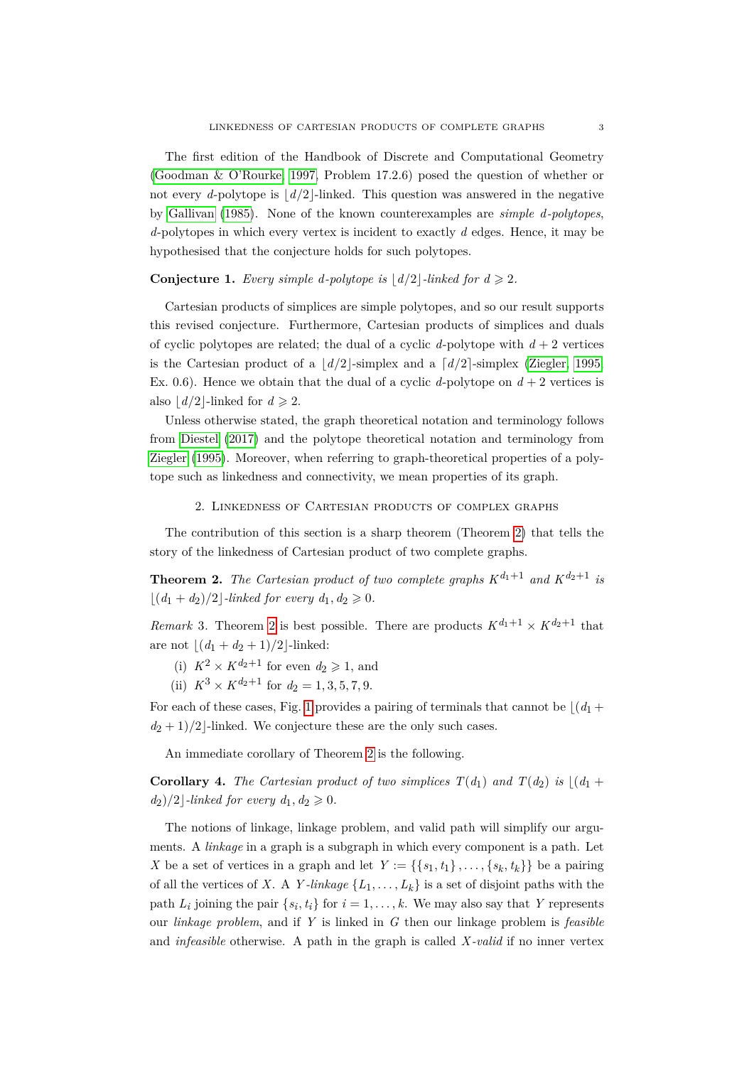The first edition of the Handbook of Discrete and Computational Geometry (Goodman & O'Rourke, 1997, Problem 17.2.6) posed the question of whether or not every $d$-polytope is $\lfloor d/2 \rfloor$-linked. This question was answered in the negative by Gallivan (1985). None of the known counterexamples are *simple d-polytopes*, $d$-polytopes in which every vertex is incident to exactly $d$ edges. Hence, it may be hypothesised that the conjecture holds for such polytopes.

**Conjecture 1.** *Every simple $d$-polytope is $\lfloor d/2 \rfloor$-linked for $d \geqslant 2$.*

Cartesian products of simplices are simple polytopes, and so our result supports this revised conjecture. Furthermore, Cartesian products of simplices and duals of cyclic polytopes are related; the dual of a cyclic $d$-polytope with $d+2$ vertices is the Cartesian product of a $\lfloor d/2 \rfloor$-simplex and a $\lceil d/2 \rceil$-simplex (Ziegler, 1995, Ex. 0.6). Hence we obtain that the dual of a cyclic $d$-polytope on $d+2$ vertices is also $\lfloor d/2 \rfloor$-linked for $d \geqslant 2$.

Unless otherwise stated, the graph theoretical notation and terminology follows from Diestel (2017) and the polytope theoretical notation and terminology from Ziegler (1995). Moreover, when referring to graph-theoretical properties of a polytope such as linkedness and connectivity, we mean properties of its graph.

## 2. Linkedness of Cartesian products of complex graphs

The contribution of this section is a sharp theorem (Theorem 2) that tells the story of the linkedness of Cartesian product of two complete graphs.

**Theorem 2.** *The Cartesian product of two complete graphs $K^{d_1+1}$ and $K^{d_2+1}$ is $\lfloor (d_1+d_2)/2 \rfloor$-linked for every $d_1, d_2 \geqslant 0$.*

*Remark* 3. Theorem 2 is best possible. There are products $K^{d_1+1} \times K^{d_2+1}$ that are not $\lfloor (d_1+d_2+1)/2 \rfloor$-linked:

(i) $K^2 \times K^{d_2+1}$ for even $d_2 \geqslant 1$, and
(ii) $K^3 \times K^{d_2+1}$ for $d_2 = 1, 3, 5, 7, 9$.

For each of these cases, Fig. 1 provides a pairing of terminals that cannot be $\lfloor (d_1 + d_2 + 1)/2 \rfloor$-linked. We conjecture these are the only such cases.

An immediate corollary of Theorem 2 is the following.

**Corollary 4.** *The Cartesian product of two simplices $T(d_1)$ and $T(d_2)$ is $\lfloor (d_1 + d_2)/2 \rfloor$-linked for every $d_1, d_2 \geqslant 0$.*

The notions of linkage, linkage problem, and valid path will simplify our arguments. A *linkage* in a graph is a subgraph in which every component is a path. Let $X$ be a set of vertices in a graph and let $Y := \{\{s_1, t_1\}, \ldots, \{s_k, t_k\}\}$ be a pairing of all the vertices of $X$. A *$Y$-linkage* $\{L_1, \ldots, L_k\}$ is a set of disjoint paths with the path $L_i$ joining the pair $\{s_i, t_i\}$ for $i = 1, \ldots, k$. We may also say that $Y$ represents our *linkage problem*, and if $Y$ is linked in $G$ then our linkage problem is *feasible* and *infeasible* otherwise. A path in the graph is called *$X$-valid* if no inner vertex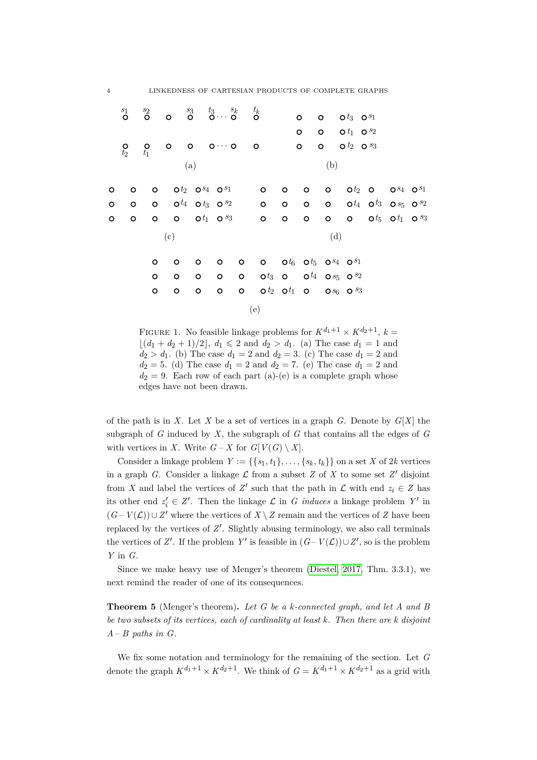FIGURE 1. No feasible linkage problems for $K^{d_1+1} \times K^{d_2+1}$, $k = \lfloor (d_1+d_2+1)/2 \rfloor$, $d_1 \leqslant 2$ and $d_2 > d_1$. (a) The case $d_1 = 1$ and $d_2 > d_1$. (b) The case $d_1 = 2$ and $d_2 = 3$. (c) The case $d_1 = 2$ and $d_2 = 5$. (d) The case $d_1 = 2$ and $d_2 = 7$. (e) The case $d_1 = 2$ and $d_2 = 9$. Each row of each part (a)-(e) is a complete graph whose edges have not been drawn.

of the path is in $X$. Let $X$ be a set of vertices in a graph $G$. Denote by $G[X]$ the subgraph of $G$ induced by $X$, the subgraph of $G$ that contains all the edges of $G$ with vertices in $X$. Write $G - X$ for $G[V(G) \setminus X]$.

Consider a linkage problem $Y := \{\{s_1, t_1\}, \ldots, \{s_k, t_k\}\}$ on a set $X$ of $2k$ vertices in a graph $G$. Consider a linkage $\mathcal{L}$ from a subset $Z$ of $X$ to some set $Z'$ disjoint from $X$ and label the vertices of $Z'$ such that the path in $\mathcal{L}$ with end $z_i \in Z$ has its other end $z_i' \in Z'$. Then the linkage $\mathcal{L}$ in $G$ *induces* a linkage problem $Y'$ in $(G - V(\mathcal{L})) \cup Z'$ where the vertices of $X \setminus Z$ remain and the vertices of $Z$ have been replaced by the vertices of $Z'$. Slightly abusing terminology, we also call terminals the vertices of $Z'$. If the problem $Y'$ is feasible in $(G - V(\mathcal{L})) \cup Z'$, so is the problem $Y$ in $G$.

Since we make heavy use of Menger's theorem (Diestel, 2017, Thm. 3.3.1), we next remind the reader of one of its consequences.

**Theorem 5** (Menger's theorem)**.** *Let $G$ be a $k$-connected graph, and let $A$ and $B$ be two subsets of its vertices, each of cardinality at least $k$. Then there are $k$ disjoint $A - B$ paths in $G$.*

We fix some notation and terminology for the remaining of the section. Let $G$ denote the graph $K^{d_1+1} \times K^{d_2+1}$. We think of $G = K^{d_1+1} \times K^{d_2+1}$ as a grid with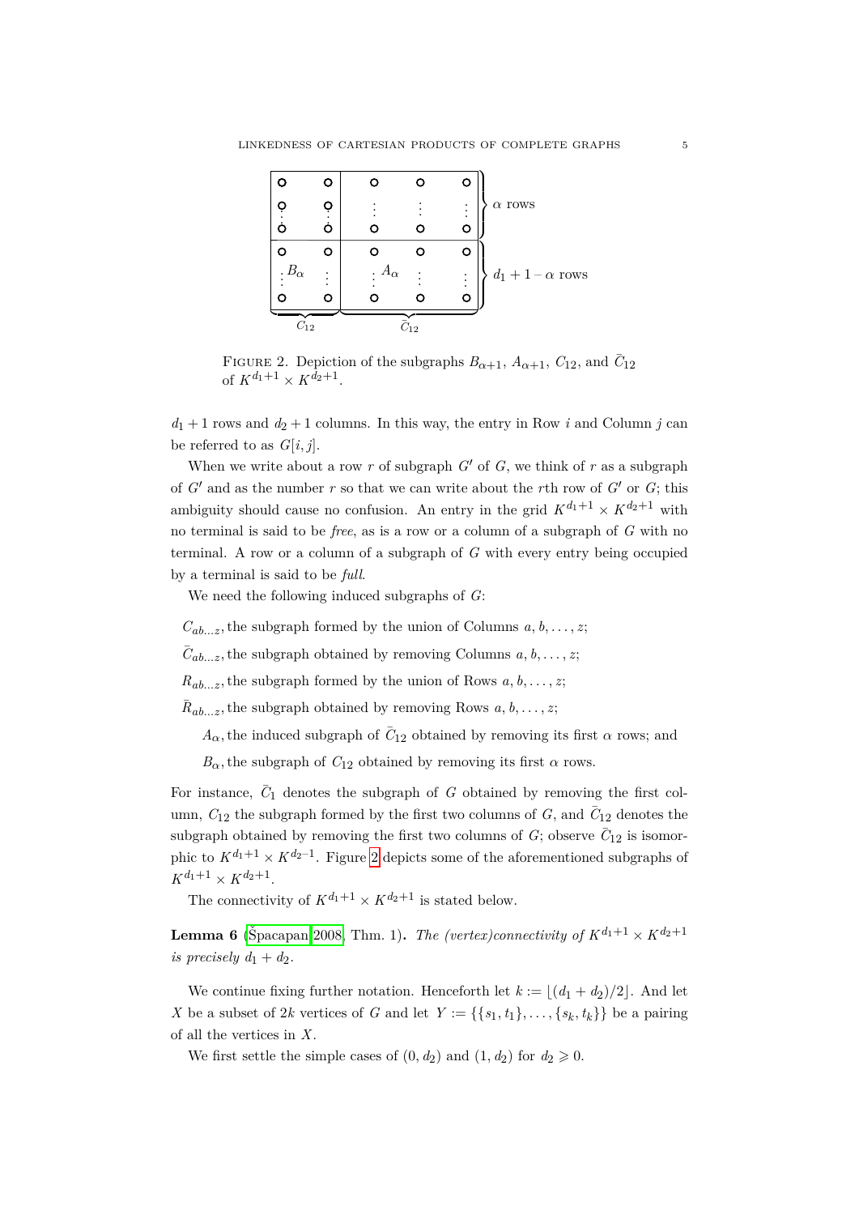FIGURE 2. Depiction of the subgraphs $B_{\alpha+1}$, $A_{\alpha+1}$, $C_{12}$, and $\bar{C}_{12}$ of $K^{d_1+1} \times K^{d_2+1}$.

$d_1 + 1$ rows and $d_2 + 1$ columns. In this way, the entry in Row $i$ and Column $j$ can be referred to as $G[i, j]$.

When we write about a row $r$ of subgraph $G'$ of $G$, we think of $r$ as a subgraph of $G'$ and as the number $r$ so that we can write about the $r$th row of $G'$ or $G$; this ambiguity should cause no confusion. An entry in the grid $K^{d_1+1} \times K^{d_2+1}$ with no terminal is said to be *free*, as is a row or a column of a subgraph of $G$ with no terminal. A row or a column of a subgraph of $G$ with every entry being occupied by a terminal is said to be *full*.

We need the following induced subgraphs of $G$:

$C_{ab\dots z}$, the subgraph formed by the union of Columns $a, b, \dots, z$;

$\bar{C}_{ab\dots z}$, the subgraph obtained by removing Columns $a, b, \dots, z$;

$R_{ab\dots z}$, the subgraph formed by the union of Rows $a, b, \dots, z$;

$\bar{R}_{ab\dots z}$, the subgraph obtained by removing Rows $a, b, \dots, z$;

$A_\alpha$, the induced subgraph of $\bar{C}_{12}$ obtained by removing its first $\alpha$ rows; and

$B_\alpha$, the subgraph of $C_{12}$ obtained by removing its first $\alpha$ rows.

For instance, $\bar{C}_1$ denotes the subgraph of $G$ obtained by removing the first column, $C_{12}$ the subgraph formed by the first two columns of $G$, and $\bar{C}_{12}$ denotes the subgraph obtained by removing the first two columns of $G$; observe $\bar{C}_{12}$ is isomorphic to $K^{d_1+1} \times K^{d_2-1}$. Figure 2 depicts some of the aforementioned subgraphs of $K^{d_1+1} \times K^{d_2+1}$.

The connectivity of $K^{d_1+1} \times K^{d_2+1}$ is stated below.

**Lemma 6** (Špacapan 2008, Thm. 1)**.** *The (vertex)connectivity of $K^{d_1+1} \times K^{d_2+1}$ is precisely $d_1 + d_2$.*

We continue fixing further notation. Henceforth let $k := \lfloor (d_1 + d_2)/2 \rfloor$. And let $X$ be a subset of $2k$ vertices of $G$ and let $Y := \{\{s_1, t_1\}, \dots, \{s_k, t_k\}\}$ be a pairing of all the vertices in $X$.

We first settle the simple cases of $(0, d_2)$ and $(1, d_2)$ for $d_2 \geqslant 0$.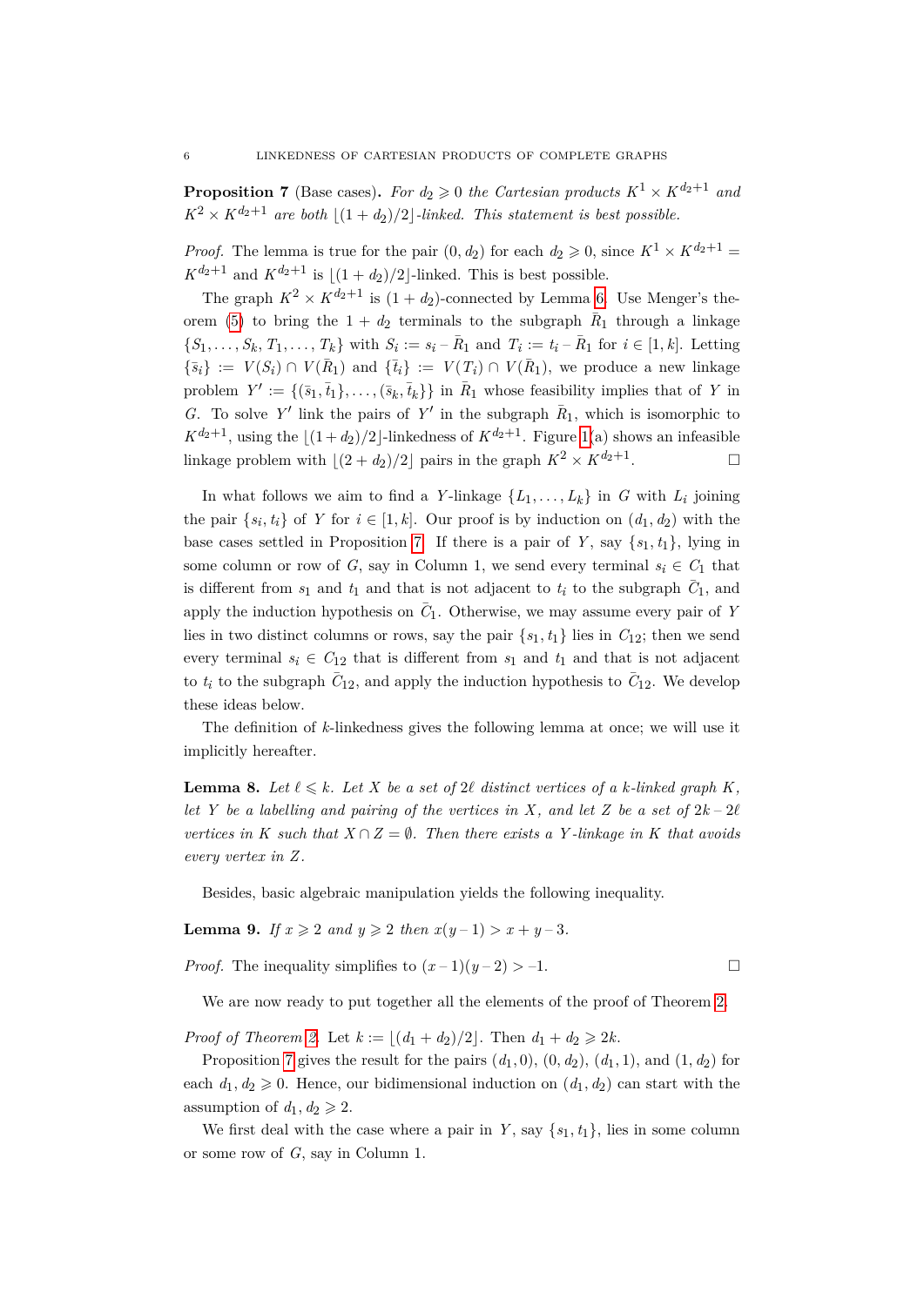**Proposition 7** (Base cases)**.** *For $d_2 \geqslant 0$ the Cartesian products $K^1 \times K^{d_2+1}$ and $K^2 \times K^{d_2+1}$ are both $\lfloor (1+d_2)/2 \rfloor$-linked. This statement is best possible.*

*Proof.* The lemma is true for the pair $(0, d_2)$ for each $d_2 \geqslant 0$, since $K^1 \times K^{d_2+1} = K^{d_2+1}$ and $K^{d_2+1}$ is $\lfloor (1+d_2)/2 \rfloor$-linked. This is best possible.

The graph $K^2 \times K^{d_2+1}$ is $(1+d_2)$-connected by Lemma 6. Use Menger's theorem (5) to bring the $1+d_2$ terminals to the subgraph $\bar{R}_1$ through a linkage $\{S_1, \ldots, S_k, T_1, \ldots, T_k\}$ with $S_i := s_i - \bar{R}_1$ and $T_i := t_i - \bar{R}_1$ for $i \in [1,k]$. Letting $\{\bar{s}_i\} := V(S_i) \cap V(\bar{R}_1)$ and $\{\bar{t}_i\} := V(T_i) \cap V(\bar{R}_1)$, we produce a new linkage problem $Y' := \{\{\bar{s}_1, \bar{t}_1\}, \ldots, \{\bar{s}_k, \bar{t}_k\}\}$ in $\bar{R}_1$ whose feasibility implies that of $Y$ in $G$. To solve $Y'$ link the pairs of $Y'$ in the subgraph $\bar{R}_1$, which is isomorphic to $K^{d_2+1}$, using the $\lfloor (1+d_2)/2 \rfloor$-linkedness of $K^{d_2+1}$. Figure 1(a) shows an infeasible linkage problem with $\lfloor (2+d_2)/2 \rfloor$ pairs in the graph $K^2 \times K^{d_2+1}$. □

In what follows we aim to find a $Y$-linkage $\{L_1, \ldots, L_k\}$ in $G$ with $L_i$ joining the pair $\{s_i, t_i\}$ of $Y$ for $i \in [1,k]$. Our proof is by induction on $(d_1, d_2)$ with the base cases settled in Proposition 7. If there is a pair of $Y$, say $\{s_1, t_1\}$, lying in some column or row of $G$, say in Column 1, we send every terminal $s_i \in C_1$ that is different from $s_1$ and $t_1$ and that is not adjacent to $t_i$ to the subgraph $\bar{C}_1$, and apply the induction hypothesis on $\bar{C}_1$. Otherwise, we may assume every pair of $Y$ lies in two distinct columns or rows, say the pair $\{s_1, t_1\}$ lies in $C_{12}$; then we send every terminal $s_i \in C_{12}$ that is different from $s_1$ and $t_1$ and that is not adjacent to $t_i$ to the subgraph $\bar{C}_{12}$, and apply the induction hypothesis to $\bar{C}_{12}$. We develop these ideas below.

The definition of $k$-linkedness gives the following lemma at once; we will use it implicitly hereafter.

**Lemma 8.** *Let $\ell \leqslant k$. Let $X$ be a set of $2\ell$ distinct vertices of a $k$-linked graph $K$, let $Y$ be a labelling and pairing of the vertices in $X$, and let $Z$ be a set of $2k - 2\ell$ vertices in $K$ such that $X \cap Z = \emptyset$. Then there exists a $Y$-linkage in $K$ that avoids every vertex in $Z$.*

Besides, basic algebraic manipulation yields the following inequality.

**Lemma 9.** *If $x \geqslant 2$ and $y \geqslant 2$ then $x(y-1) > x + y - 3$.*

*Proof.* The inequality simplifies to $(x-1)(y-2) > -1$. □

We are now ready to put together all the elements of the proof of Theorem 2.

*Proof of Theorem 2.* Let $k := \lfloor (d_1 + d_2)/2 \rfloor$. Then $d_1 + d_2 \geqslant 2k$.

Proposition 7 gives the result for the pairs $(d_1, 0)$, $(0, d_2)$, $(d_1, 1)$, and $(1, d_2)$ for each $d_1, d_2 \geqslant 0$. Hence, our bidimensional induction on $(d_1, d_2)$ can start with the assumption of $d_1, d_2 \geqslant 2$.

We first deal with the case where a pair in $Y$, say $\{s_1, t_1\}$, lies in some column or some row of $G$, say in Column 1.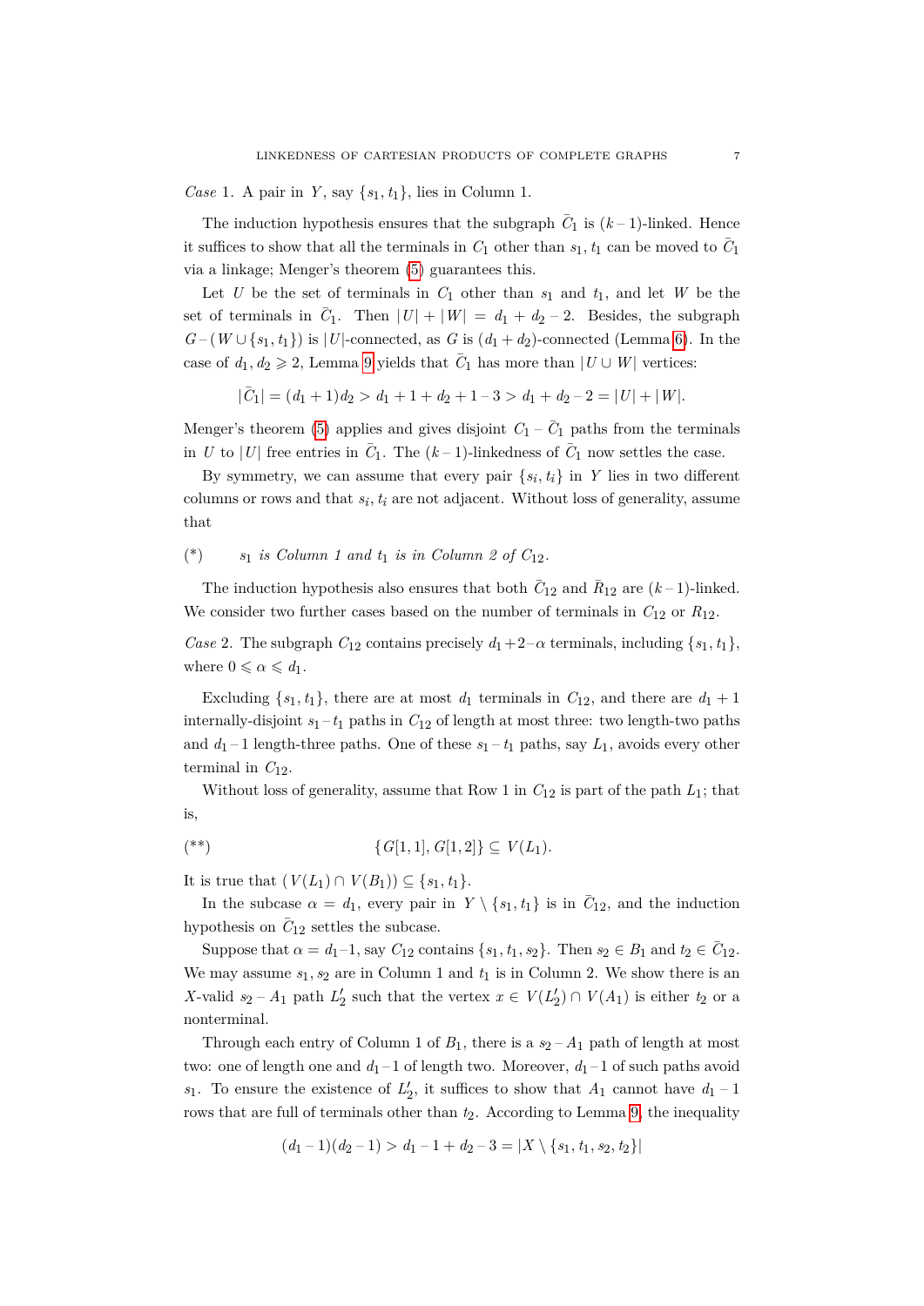*Case* 1. A pair in $Y$, say $\{s_1, t_1\}$, lies in Column 1.

The induction hypothesis ensures that the subgraph $\bar{C}_1$ is $(k-1)$-linked. Hence it suffices to show that all the terminals in $C_1$ other than $s_1, t_1$ can be moved to $\bar{C}_1$ via a linkage; Menger's theorem (5) guarantees this.

Let $U$ be the set of terminals in $C_1$ other than $s_1$ and $t_1$, and let $W$ be the set of terminals in $\bar{C}_1$. Then $|U| + |W| = d_1 + d_2 - 2$. Besides, the subgraph $G - (W \cup \{s_1, t_1\})$ is $|U|$-connected, as $G$ is $(d_1 + d_2)$-connected (Lemma 6). In the case of $d_1, d_2 \geqslant 2$, Lemma 9 yields that $\bar{C}_1$ has more than $|U \cup W|$ vertices:

$$|\bar{C}_1| = (d_1 + 1)d_2 > d_1 + 1 + d_2 + 1 - 3 > d_1 + d_2 - 2 = |U| + |W|.$$

Menger's theorem (5) applies and gives disjoint $C_1 - \bar{C}_1$ paths from the terminals in $U$ to $|U|$ free entries in $\bar{C}_1$. The $(k-1)$-linkedness of $\bar{C}_1$ now settles the case.

By symmetry, we can assume that every pair $\{s_i, t_i\}$ in $Y$ lies in two different columns or rows and that $s_i, t_i$ are not adjacent. Without loss of generality, assume that

(\*) $\quad$ *$s_1$ is Column 1 and $t_1$ is in Column 2 of $C_{12}$.*

The induction hypothesis also ensures that both $\bar{C}_{12}$ and $\bar{R}_{12}$ are $(k-1)$-linked. We consider two further cases based on the number of terminals in $C_{12}$ or $R_{12}$.

*Case* 2. The subgraph $C_{12}$ contains precisely $d_1+2-\alpha$ terminals, including $\{s_1, t_1\}$, where $0 \leqslant \alpha \leqslant d_1$.

Excluding $\{s_1, t_1\}$, there are at most $d_1$ terminals in $C_{12}$, and there are $d_1 + 1$ internally-disjoint $s_1 - t_1$ paths in $C_{12}$ of length at most three: two length-two paths and $d_1 - 1$ length-three paths. One of these $s_1 - t_1$ paths, say $L_1$, avoids every other terminal in $C_{12}$.

Without loss of generality, assume that Row 1 in $C_{12}$ is part of the path $L_1$; that is,

$$(**) \qquad \{G[1,1], G[1,2]\} \subseteq V(L_1).$$

It is true that $(V(L_1) \cap V(B_1)) \subseteq \{s_1, t_1\}$.

In the subcase $\alpha = d_1$, every pair in $Y \setminus \{s_1, t_1\}$ is in $\bar{C}_{12}$, and the induction hypothesis on $\bar{C}_{12}$ settles the subcase.

Suppose that $\alpha = d_1 - 1$, say $C_{12}$ contains $\{s_1, t_1, s_2\}$. Then $s_2 \in B_1$ and $t_2 \in \bar{C}_{12}$. We may assume $s_1, s_2$ are in Column 1 and $t_1$ is in Column 2. We show there is an $X$-valid $s_2 - A_1$ path $L_2'$ such that the vertex $x \in V(L_2') \cap V(A_1)$ is either $t_2$ or a nonterminal.

Through each entry of Column 1 of $B_1$, there is a $s_2 - A_1$ path of length at most two: one of length one and $d_1 - 1$ of length two. Moreover, $d_1 - 1$ of such paths avoid $s_1$. To ensure the existence of $L_2'$, it suffices to show that $A_1$ cannot have $d_1 - 1$ rows that are full of terminals other than $t_2$. According to Lemma 9, the inequality

$$(d_1 - 1)(d_2 - 1) > d_1 - 1 + d_2 - 3 = |X \setminus \{s_1, t_1, s_2, t_2\}|$$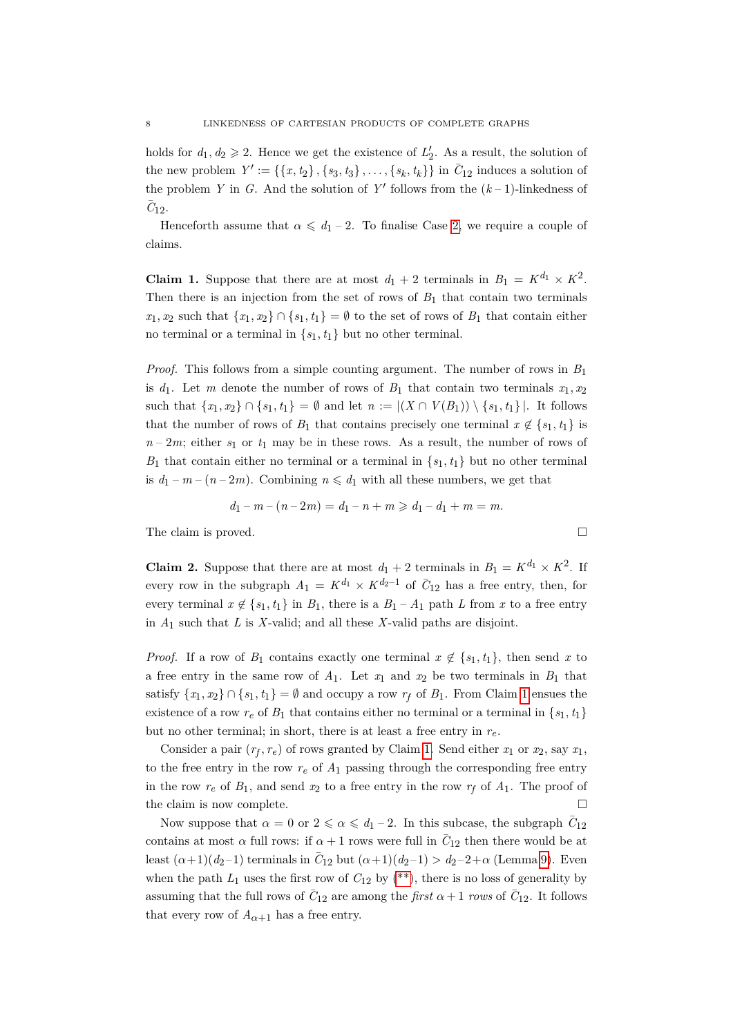holds for $d_1, d_2 \geqslant 2$. Hence we get the existence of $L'_2$. As a result, the solution of the new problem $Y' := \{\{x, t_2\}, \{s_3, t_3\}, \ldots, \{s_k, t_k\}\}$ in $\bar{C}_{12}$ induces a solution of the problem $Y$ in $G$. And the solution of $Y'$ follows from the $(k-1)$-linkedness of $\bar{C}_{12}$.

Henceforth assume that $\alpha \leqslant d_1 - 2$. To finalise Case 2, we require a couple of claims.

**Claim 1.** Suppose that there are at most $d_1 + 2$ terminals in $B_1 = K^{d_1} \times K^2$. Then there is an injection from the set of rows of $B_1$ that contain two terminals $x_1, x_2$ such that $\{x_1, x_2\} \cap \{s_1, t_1\} = \emptyset$ to the set of rows of $B_1$ that contain either no terminal or a terminal in $\{s_1, t_1\}$ but no other terminal.

*Proof.* This follows from a simple counting argument. The number of rows in $B_1$ is $d_1$. Let $m$ denote the number of rows of $B_1$ that contain two terminals $x_1, x_2$ such that $\{x_1, x_2\} \cap \{s_1, t_1\} = \emptyset$ and let $n := |(X \cap V(B_1)) \setminus \{s_1, t_1\}|$. It follows that the number of rows of $B_1$ that contains precisely one terminal $x \notin \{s_1, t_1\}$ is $n - 2m$; either $s_1$ or $t_1$ may be in these rows. As a result, the number of rows of $B_1$ that contain either no terminal or a terminal in $\{s_1, t_1\}$ but no other terminal is $d_1 - m - (n - 2m)$. Combining $n \leqslant d_1$ with all these numbers, we get that

$$d_1 - m - (n - 2m) = d_1 - n + m \geqslant d_1 - d_1 + m = m.$$

The claim is proved. $\square$

**Claim 2.** Suppose that there are at most $d_1 + 2$ terminals in $B_1 = K^{d_1} \times K^2$. If every row in the subgraph $A_1 = K^{d_1} \times K^{d_2 - 1}$ of $\bar{C}_{12}$ has a free entry, then, for every terminal $x \notin \{s_1, t_1\}$ in $B_1$, there is a $B_1 - A_1$ path $L$ from $x$ to a free entry in $A_1$ such that $L$ is $X$-valid; and all these $X$-valid paths are disjoint.

*Proof.* If a row of $B_1$ contains exactly one terminal $x \notin \{s_1, t_1\}$, then send $x$ to a free entry in the same row of $A_1$. Let $x_1$ and $x_2$ be two terminals in $B_1$ that satisfy $\{x_1, x_2\} \cap \{s_1, t_1\} = \emptyset$ and occupy a row $r_f$ of $B_1$. From Claim 1 ensues the existence of a row $r_e$ of $B_1$ that contains either no terminal or a terminal in $\{s_1, t_1\}$ but no other terminal; in short, there is at least a free entry in $r_e$.

Consider a pair $(r_f, r_e)$ of rows granted by Claim 1. Send either $x_1$ or $x_2$, say $x_1$, to the free entry in the row $r_e$ of $A_1$ passing through the corresponding free entry in the row $r_e$ of $B_1$, and send $x_2$ to a free entry in the row $r_f$ of $A_1$. The proof of the claim is now complete. $\square$

Now suppose that $\alpha = 0$ or $2 \leqslant \alpha \leqslant d_1 - 2$. In this subcase, the subgraph $\bar{C}_{12}$ contains at most $\alpha$ full rows: if $\alpha + 1$ rows were full in $\bar{C}_{12}$ then there would be at least $(\alpha+1)(d_2-1)$ terminals in $\bar{C}_{12}$ but $(\alpha+1)(d_2-1) > d_2 - 2 + \alpha$ (Lemma 9). Even when the path $L_1$ uses the first row of $C_{12}$ by (\*\*), there is no loss of generality by assuming that the full rows of $\bar{C}_{12}$ are among the *first* $\alpha+1$ *rows* of $\bar{C}_{12}$. It follows that every row of $A_{\alpha+1}$ has a free entry.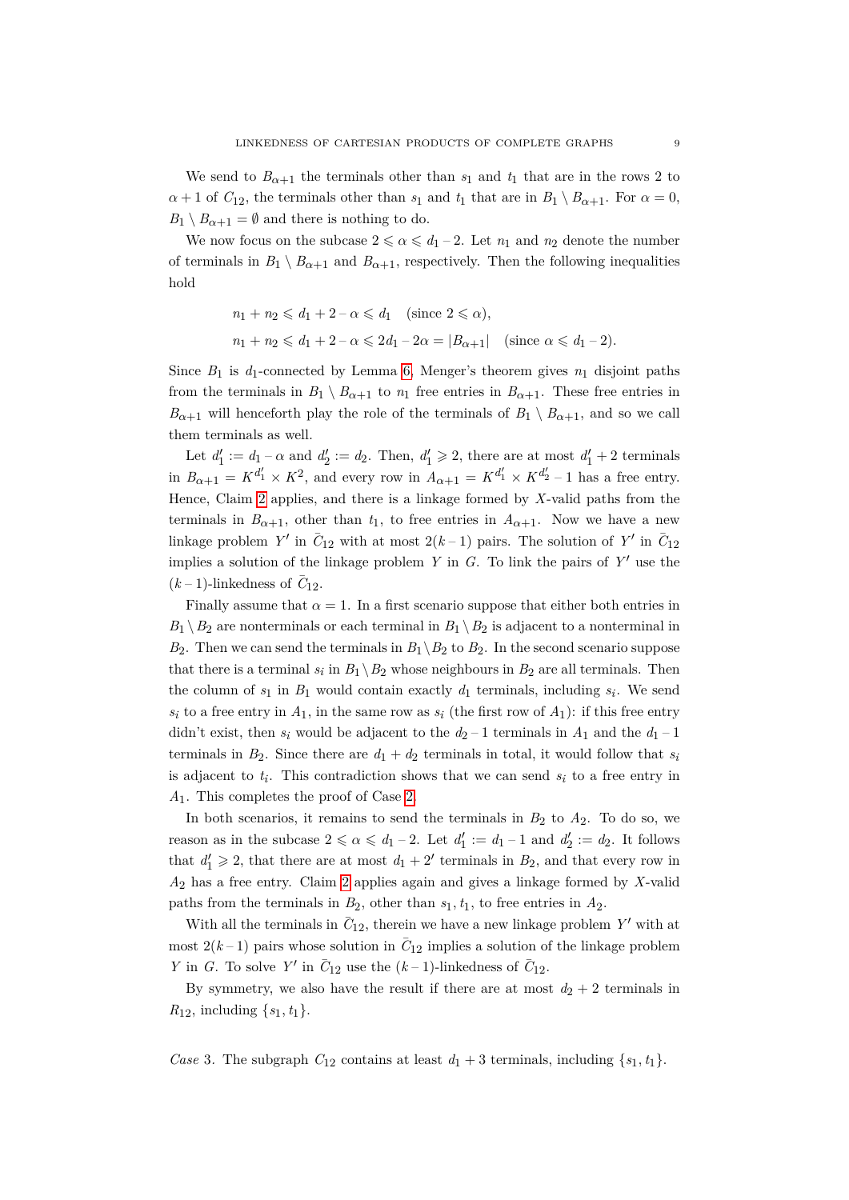We send to $B_{\alpha+1}$ the terminals other than $s_1$ and $t_1$ that are in the rows 2 to $\alpha+1$ of $C_{12}$, the terminals other than $s_1$ and $t_1$ that are in $B_1 \setminus B_{\alpha+1}$. For $\alpha = 0$, $B_1 \setminus B_{\alpha+1} = \emptyset$ and there is nothing to do.

We now focus on the subcase $2 \leqslant \alpha \leqslant d_1 - 2$. Let $n_1$ and $n_2$ denote the number of terminals in $B_1 \setminus B_{\alpha+1}$ and $B_{\alpha+1}$, respectively. Then the following inequalities hold

$$
\begin{aligned}
&n_1 + n_2 \leqslant d_1 + 2 - \alpha \leqslant d_1 \quad (\text{since } 2 \leqslant \alpha),\\
&n_1 + n_2 \leqslant d_1 + 2 - \alpha \leqslant 2d_1 - 2\alpha = |B_{\alpha+1}| \quad (\text{since } \alpha \leqslant d_1 - 2).
\end{aligned}
$$

Since $B_1$ is $d_1$-connected by Lemma 6, Menger's theorem gives $n_1$ disjoint paths from the terminals in $B_1 \setminus B_{\alpha+1}$ to $n_1$ free entries in $B_{\alpha+1}$. These free entries in $B_{\alpha+1}$ will henceforth play the role of the terminals of $B_1 \setminus B_{\alpha+1}$, and so we call them terminals as well.

Let $d_1' := d_1 - \alpha$ and $d_2' := d_2$. Then, $d_1' \geqslant 2$, there are at most $d_1' + 2$ terminals in $B_{\alpha+1} = K^{d_1'} \times K^2$, and every row in $A_{\alpha+1} = K^{d_1'} \times K^{d_2'} - 1$ has a free entry. Hence, Claim 2 applies, and there is a linkage formed by $X$-valid paths from the terminals in $B_{\alpha+1}$, other than $t_1$, to free entries in $A_{\alpha+1}$. Now we have a new linkage problem $Y'$ in $\bar{C}_{12}$ with at most $2(k-1)$ pairs. The solution of $Y'$ in $\bar{C}_{12}$ implies a solution of the linkage problem $Y$ in $G$. To link the pairs of $Y'$ use the $(k-1)$-linkedness of $\bar{C}_{12}$.

Finally assume that $\alpha = 1$. In a first scenario suppose that either both entries in $B_1 \setminus B_2$ are nonterminals or each terminal in $B_1 \setminus B_2$ is adjacent to a nonterminal in $B_2$. Then we can send the terminals in $B_1 \setminus B_2$ to $B_2$. In the second scenario suppose that there is a terminal $s_i$ in $B_1 \setminus B_2$ whose neighbours in $B_2$ are all terminals. Then the column of $s_1$ in $B_1$ would contain exactly $d_1$ terminals, including $s_i$. We send $s_i$ to a free entry in $A_1$, in the same row as $s_i$ (the first row of $A_1$): if this free entry didn't exist, then $s_i$ would be adjacent to the $d_2 - 1$ terminals in $A_1$ and the $d_1 - 1$ terminals in $B_2$. Since there are $d_1 + d_2$ terminals in total, it would follow that $s_i$ is adjacent to $t_i$. This contradiction shows that we can send $s_i$ to a free entry in $A_1$. This completes the proof of Case 2.

In both scenarios, it remains to send the terminals in $B_2$ to $A_2$. To do so, we reason as in the subcase $2 \leqslant \alpha \leqslant d_1 - 2$. Let $d_1' := d_1 - 1$ and $d_2' := d_2$. It follows that $d_1' \geqslant 2$, that there are at most $d_1 + 2'$ terminals in $B_2$, and that every row in $A_2$ has a free entry. Claim 2 applies again and gives a linkage formed by $X$-valid paths from the terminals in $B_2$, other than $s_1, t_1$, to free entries in $A_2$.

With all the terminals in $\bar{C}_{12}$, therein we have a new linkage problem $Y'$ with at most $2(k-1)$ pairs whose solution in $\bar{C}_{12}$ implies a solution of the linkage problem $Y$ in $G$. To solve $Y'$ in $\bar{C}_{12}$ use the $(k-1)$-linkedness of $\bar{C}_{12}$.

By symmetry, we also have the result if there are at most $d_2 + 2$ terminals in $R_{12}$, including $\{s_1, t_1\}$.

*Case* 3. The subgraph $C_{12}$ contains at least $d_1 + 3$ terminals, including $\{s_1, t_1\}$.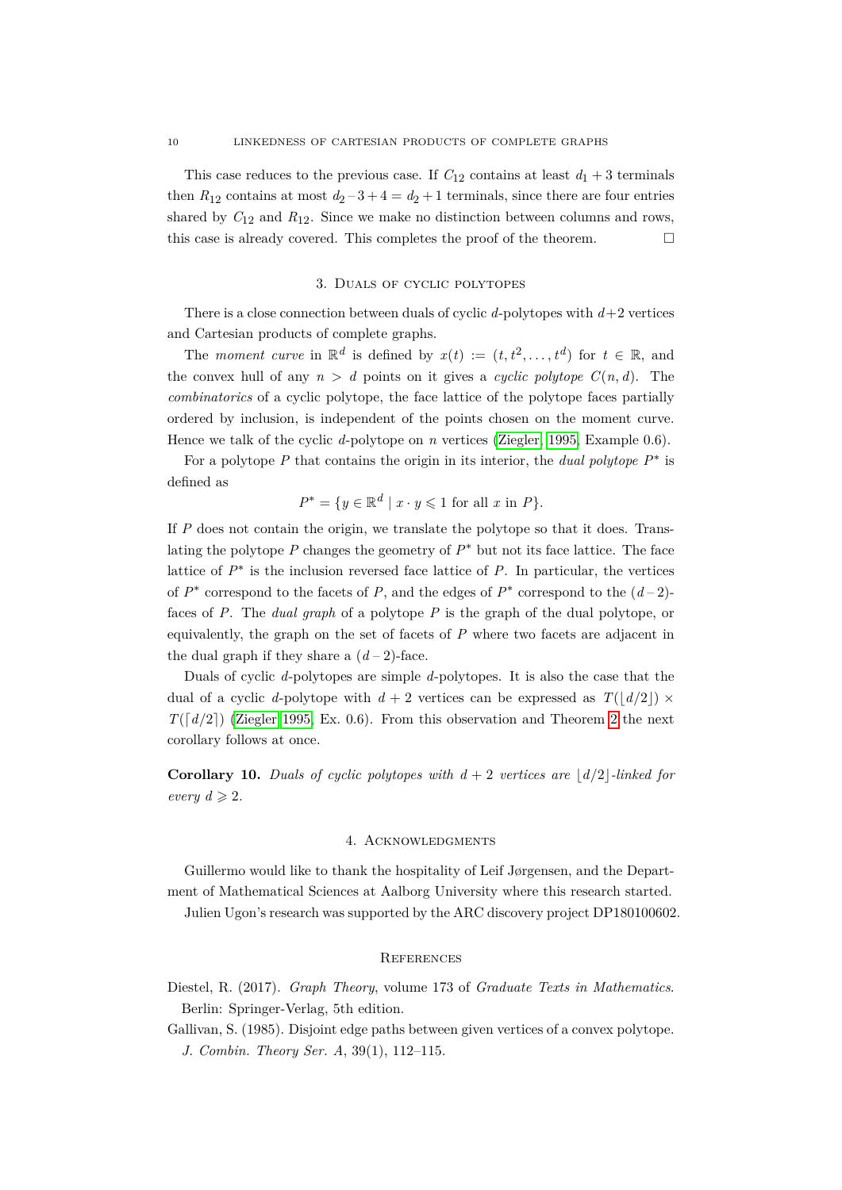This case reduces to the previous case. If $C_{12}$ contains at least $d_1 + 3$ terminals then $R_{12}$ contains at most $d_2 - 3 + 4 = d_2 + 1$ terminals, since there are four entries shared by $C_{12}$ and $R_{12}$. Since we make no distinction between columns and rows, this case is already covered. This completes the proof of the theorem. □

## 3. Duals of cyclic polytopes

There is a close connection between duals of cyclic $d$-polytopes with $d+2$ vertices and Cartesian products of complete graphs.

The *moment curve* in $\mathbb{R}^d$ is defined by $x(t) := (t, t^2, \ldots, t^d)$ for $t \in \mathbb{R}$, and the convex hull of any $n > d$ points on it gives a *cyclic polytope* $C(n, d)$. The *combinatorics* of a cyclic polytope, the face lattice of the polytope faces partially ordered by inclusion, is independent of the points chosen on the moment curve. Hence we talk of the cyclic $d$-polytope on $n$ vertices (Ziegler, 1995, Example 0.6).

For a polytope $P$ that contains the origin in its interior, the *dual polytope* $P^*$ is defined as

$$P^* = \{y \in \mathbb{R}^d \mid x \cdot y \leqslant 1 \text{ for all } x \text{ in } P\}.$$

If $P$ does not contain the origin, we translate the polytope so that it does. Translating the polytope $P$ changes the geometry of $P^*$ but not its face lattice. The face lattice of $P^*$ is the inclusion reversed face lattice of $P$. In particular, the vertices of $P^*$ correspond to the facets of $P$, and the edges of $P^*$ correspond to the $(d-2)$-faces of $P$. The *dual graph* of a polytope $P$ is the graph of the dual polytope, or equivalently, the graph on the set of facets of $P$ where two facets are adjacent in the dual graph if they share a $(d-2)$-face.

Duals of cyclic $d$-polytopes are simple $d$-polytopes. It is also the case that the dual of a cyclic $d$-polytope with $d + 2$ vertices can be expressed as $T(\lfloor d/2 \rfloor) \times T(\lceil d/2 \rceil)$ (Ziegler 1995, Ex. 0.6). From this observation and Theorem 2 the next corollary follows at once.

**Corollary 10.** *Duals of cyclic polytopes with $d + 2$ vertices are $\lfloor d/2 \rfloor$-linked for every $d \geqslant 2$.*

## 4. Acknowledgments

Guillermo would like to thank the hospitality of Leif Jørgensen, and the Department of Mathematical Sciences at Aalborg University where this research started.

Julien Ugon's research was supported by the ARC discovery project DP180100602.

## References

Diestel, R. (2017). *Graph Theory*, volume 173 of *Graduate Texts in Mathematics*. Berlin: Springer-Verlag, 5th edition.

Gallivan, S. (1985). Disjoint edge paths between given vertices of a convex polytope. *J. Combin. Theory Ser. A*, 39(1), 112–115.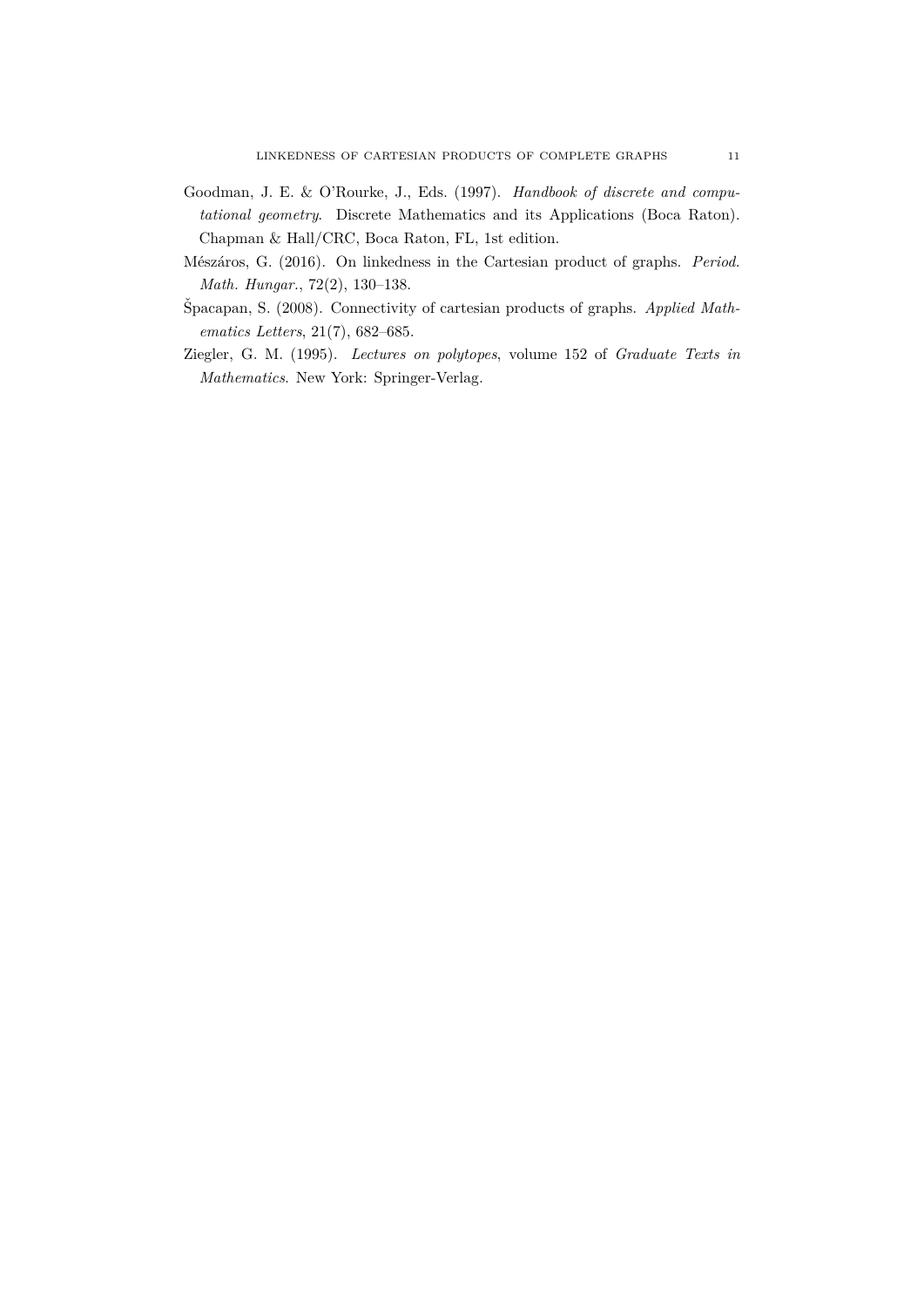Goodman, J. E. & O'Rourke, J., Eds. (1997). *Handbook of discrete and computational geometry*. Discrete Mathematics and its Applications (Boca Raton). Chapman & Hall/CRC, Boca Raton, FL, 1st edition.

Mészáros, G. (2016). On linkedness in the Cartesian product of graphs. *Period. Math. Hungar.*, 72(2), 130–138.

Špacapan, S. (2008). Connectivity of cartesian products of graphs. *Applied Mathematics Letters*, 21(7), 682–685.

Ziegler, G. M. (1995). *Lectures on polytopes*, volume 152 of *Graduate Texts in Mathematics*. New York: Springer-Verlag.